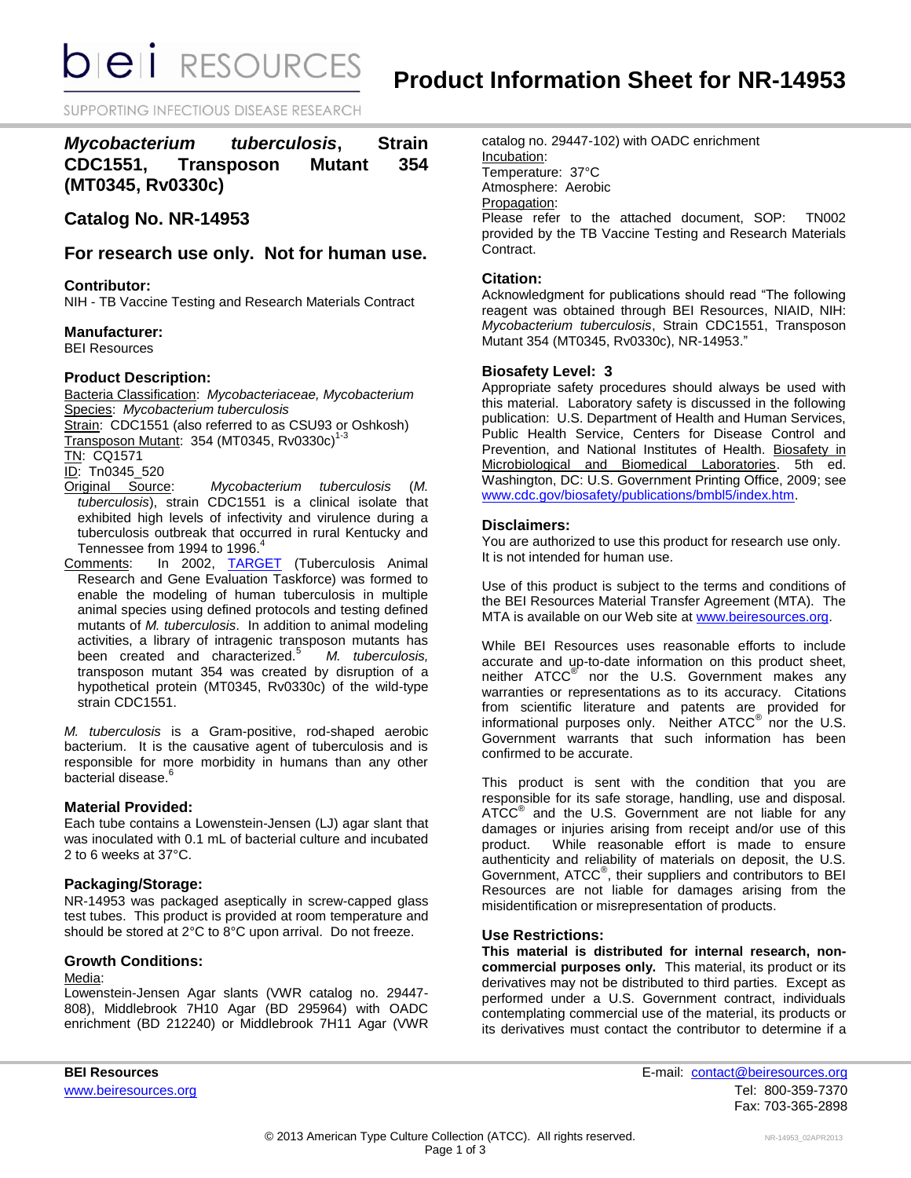# Product Information Sheet for NR-14953

## *Mycobacterium tuberculosis*, Strain CDC1551, Transposon Mutant 354 (MT0345, Rv0330c)

## Catalog No. NR-14953

## For research use only. Not for human use.

### Contributor:

NIH - TB Vaccine Testing and Research Materials Contract

### Manufacturer:

BEI Resources

### Product Description:

Bacteria Classification: *Mycobacteriaceae, Mycobacterium*
Species: *Mycobacterium tuberculosis*
Strain: CDC1551 (also referred to as CSU93 or Oshkosh)
Transposon Mutant: 354 (MT0345, Rv0330c)[1-3]
TN: CQ1571
ID: Tn0345_520
Original Source: *Mycobacterium tuberculosis* (*M. tuberculosis*), strain CDC1551 is a clinical isolate that exhibited high levels of infectivity and virulence during a tuberculosis outbreak that occurred in rural Kentucky and Tennessee from 1994 to 1996.[4]
Comments: In 2002, TARGET (Tuberculosis Animal Research and Gene Evaluation Taskforce) was formed to enable the modeling of human tuberculosis in multiple animal species using defined protocols and testing defined mutants of *M. tuberculosis*. In addition to animal modeling activities, a library of intragenic transposon mutants has been created and characterized.[5] *M. tuberculosis,* transposon mutant 354 was created by disruption of a hypothetical protein (MT0345, Rv0330c) of the wild-type strain CDC1551.

*M. tuberculosis* is a Gram-positive, rod-shaped aerobic bacterium. It is the causative agent of tuberculosis and is responsible for more morbidity in humans than any other bacterial disease.[6]

### Material Provided:

Each tube contains a Lowenstein-Jensen (LJ) agar slant that was inoculated with 0.1 mL of bacterial culture and incubated 2 to 6 weeks at 37°C.

### Packaging/Storage:

NR-14953 was packaged aseptically in screw-capped glass test tubes. This product is provided at room temperature and should be stored at 2°C to 8°C upon arrival. Do not freeze.

### Growth Conditions:

Media:
Lowenstein-Jensen Agar slants (VWR catalog no. 29447-808), Middlebrook 7H10 Agar (BD 295964) with OADC enrichment (BD 212240) or Middlebrook 7H11 Agar (VWR catalog no. 29447-102) with OADC enrichment
Incubation:
Temperature: 37°C
Atmosphere: Aerobic
Propagation:
Please refer to the attached document, SOP: TN002 provided by the TB Vaccine Testing and Research Materials Contract.

### Citation:

Acknowledgment for publications should read "The following reagent was obtained through BEI Resources, NIAID, NIH: *Mycobacterium tuberculosis*, Strain CDC1551, Transposon Mutant 354 (MT0345, Rv0330c), NR-14953."

### Biosafety Level: 3

Appropriate safety procedures should always be used with this material. Laboratory safety is discussed in the following publication: U.S. Department of Health and Human Services, Public Health Service, Centers for Disease Control and Prevention, and National Institutes of Health. Biosafety in Microbiological and Biomedical Laboratories. 5th ed. Washington, DC: U.S. Government Printing Office, 2009; see www.cdc.gov/biosafety/publications/bmbl5/index.htm.

### Disclaimers:

You are authorized to use this product for research use only. It is not intended for human use.

Use of this product is subject to the terms and conditions of the BEI Resources Material Transfer Agreement (MTA). The MTA is available on our Web site at www.beiresources.org.

While BEI Resources uses reasonable efforts to include accurate and up-to-date information on this product sheet, neither ATCC® nor the U.S. Government makes any warranties or representations as to its accuracy. Citations from scientific literature and patents are provided for informational purposes only. Neither ATCC® nor the U.S. Government warrants that such information has been confirmed to be accurate.

This product is sent with the condition that you are responsible for its safe storage, handling, use and disposal. ATCC® and the U.S. Government are not liable for any damages or injuries arising from receipt and/or use of this product. While reasonable effort is made to ensure authenticity and reliability of materials on deposit, the U.S. Government, ATCC®, their suppliers and contributors to BEI Resources are not liable for damages arising from the misidentification or misrepresentation of products.

### Use Restrictions:

**This material is distributed for internal research, non-commercial purposes only.** This material, its product or its derivatives may not be distributed to third parties. Except as performed under a U.S. Government contract, individuals contemplating commercial use of the material, its products or its derivatives must contact the contributor to determine if a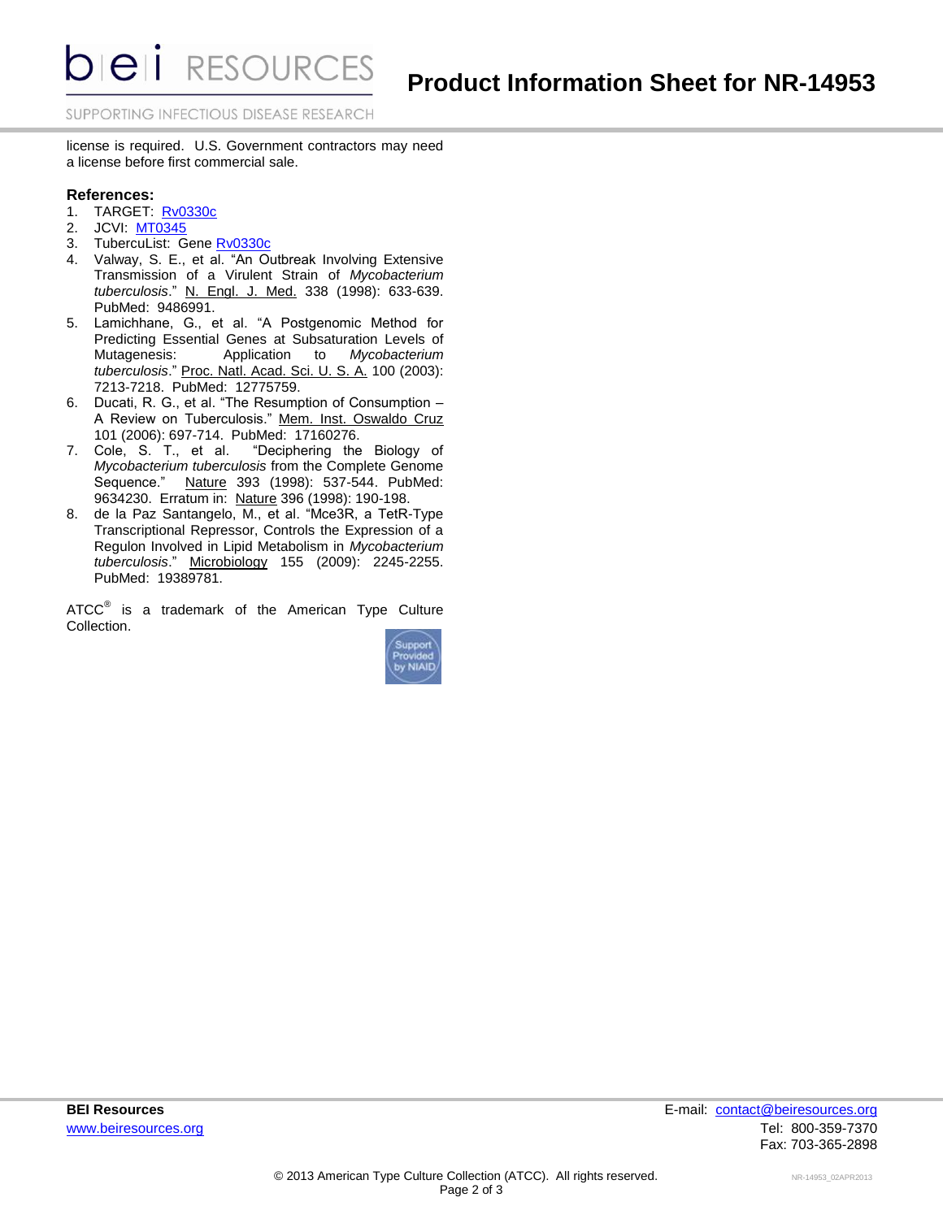license is required. U.S. Government contractors may need a license before first commercial sale.

**References:**

1. TARGET: Rv0330c
2. JCVI: MT0345
3. TubercuList: Gene Rv0330c
4. Valway, S. E., et al. "An Outbreak Involving Extensive Transmission of a Virulent Strain of *Mycobacterium tuberculosis*." N. Engl. J. Med. 338 (1998): 633-639. PubMed: 9486991.
5. Lamichhane, G., et al. "A Postgenomic Method for Predicting Essential Genes at Subsaturation Levels of Mutagenesis: Application to *Mycobacterium tuberculosis*." Proc. Natl. Acad. Sci. U. S. A. 100 (2003): 7213-7218. PubMed: 12775759.
6. Ducati, R. G., et al. "The Resumption of Consumption – A Review on Tuberculosis." Mem. Inst. Oswaldo Cruz 101 (2006): 697-714. PubMed: 17160276.
7. Cole, S. T., et al. "Deciphering the Biology of *Mycobacterium tuberculosis* from the Complete Genome Sequence." Nature 393 (1998): 537-544. PubMed: 9634230. Erratum in: Nature 396 (1998): 190-198.
8. de la Paz Santangelo, M., et al. "Mce3R, a TetR-Type Transcriptional Repressor, Controls the Expression of a Regulon Involved in Lipid Metabolism in *Mycobacterium tuberculosis*." Microbiology 155 (2009): 2245-2255. PubMed: 19389781.

ATCC® is a trademark of the American Type Culture Collection.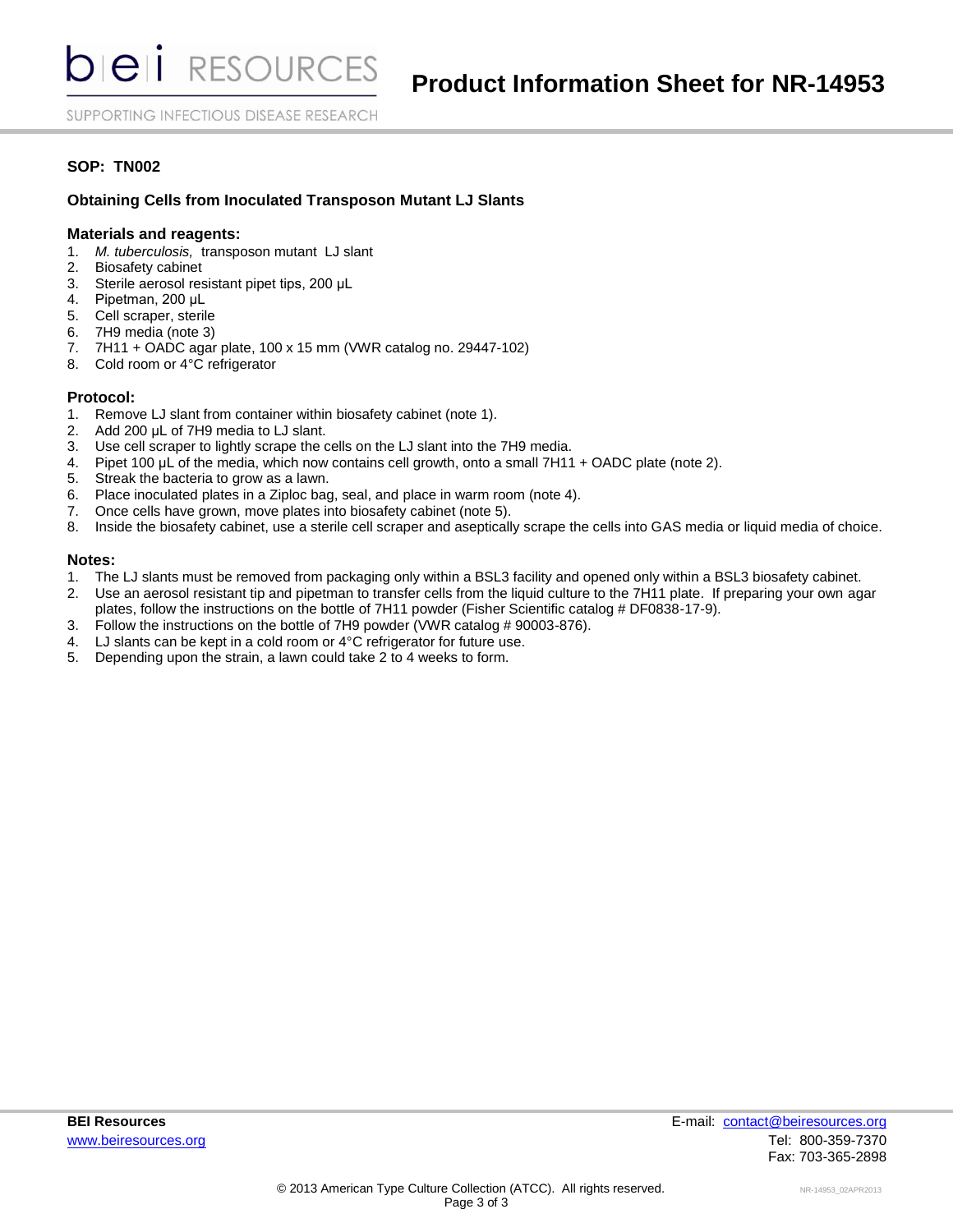## SOP: TN002

### Obtaining Cells from Inoculated Transposon Mutant LJ Slants

**Materials and reagents:**

1. *M. tuberculosis,* transposon mutant LJ slant
2. Biosafety cabinet
3. Sterile aerosol resistant pipet tips, 200 µL
4. Pipetman, 200 µL
5. Cell scraper, sterile
6. 7H9 media (note 3)
7. 7H11 + OADC agar plate, 100 x 15 mm (VWR catalog no. 29447-102)
8. Cold room or 4°C refrigerator

**Protocol:**

1. Remove LJ slant from container within biosafety cabinet (note 1).
2. Add 200 µL of 7H9 media to LJ slant.
3. Use cell scraper to lightly scrape the cells on the LJ slant into the 7H9 media.
4. Pipet 100 µL of the media, which now contains cell growth, onto a small 7H11 + OADC plate (note 2).
5. Streak the bacteria to grow as a lawn.
6. Place inoculated plates in a Ziploc bag, seal, and place in warm room (note 4).
7. Once cells have grown, move plates into biosafety cabinet (note 5).
8. Inside the biosafety cabinet, use a sterile cell scraper and aseptically scrape the cells into GAS media or liquid media of choice.

**Notes:**

1. The LJ slants must be removed from packaging only within a BSL3 facility and opened only within a BSL3 biosafety cabinet.
2. Use an aerosol resistant tip and pipetman to transfer cells from the liquid culture to the 7H11 plate. If preparing your own agar plates, follow the instructions on the bottle of 7H11 powder (Fisher Scientific catalog # DF0838-17-9).
3. Follow the instructions on the bottle of 7H9 powder (VWR catalog # 90003-876).
4. LJ slants can be kept in a cold room or 4°C refrigerator for future use.
5. Depending upon the strain, a lawn could take 2 to 4 weeks to form.